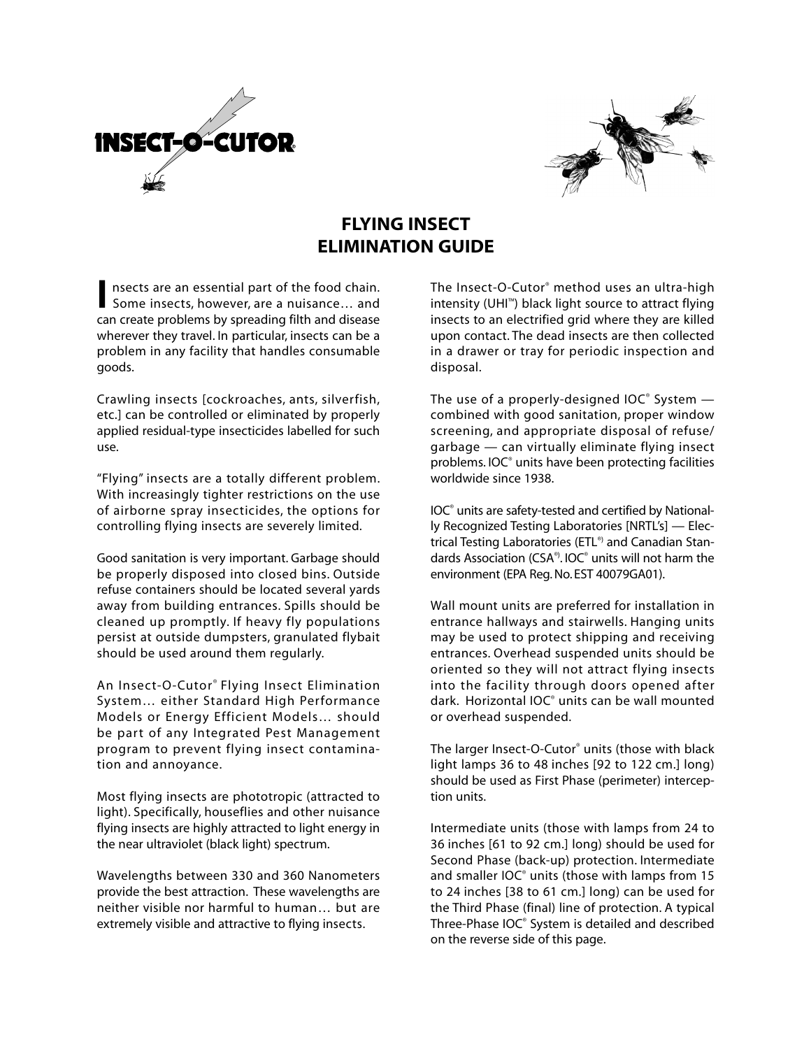INSECT-O-CUTOR®

# FLYING INSECT ELIMINATION GUIDE

Insects are an essential part of the food chain. Some insects, however, are a nuisance… and can create problems by spreading filth and disease wherever they travel. In particular, insects can be a problem in any facility that handles consumable goods.

Crawling insects [cockroaches, ants, silverfish, etc.] can be controlled or eliminated by properly applied residual-type insecticides labelled for such use.

"Flying" insects are a totally different problem. With increasingly tighter restrictions on the use of airborne spray insecticides, the options for controlling flying insects are severely limited.

Good sanitation is very important. Garbage should be properly disposed into closed bins. Outside refuse containers should be located several yards away from building entrances. Spills should be cleaned up promptly. If heavy fly populations persist at outside dumpsters, granulated flybait should be used around them regularly.

An Insect-O-Cutor® Flying Insect Elimination System… either Standard High Performance Models or Energy Efficient Models… should be part of any Integrated Pest Management program to prevent flying insect contamination and annoyance.

Most flying insects are phototropic (attracted to light). Specifically, houseflies and other nuisance flying insects are highly attracted to light energy in the near ultraviolet (black light) spectrum.

Wavelengths between 330 and 360 Nanometers provide the best attraction. These wavelengths are neither visible nor harmful to human… but are extremely visible and attractive to flying insects.

The Insect-O-Cutor® method uses an ultra-high intensity (UHI™) black light source to attract flying insects to an electrified grid where they are killed upon contact. The dead insects are then collected in a drawer or tray for periodic inspection and disposal.

The use of a properly-designed IOC® System — combined with good sanitation, proper window screening, and appropriate disposal of refuse/garbage — can virtually eliminate flying insect problems. IOC® units have been protecting facilities worldwide since 1938.

IOC® units are safety-tested and certified by Nationally Recognized Testing Laboratories [NRTL's] — Electrical Testing Laboratories (ETL®) and Canadian Standards Association (CSA®). IOC® units will not harm the environment (EPA Reg. No. EST 40079GA01).

Wall mount units are preferred for installation in entrance hallways and stairwells. Hanging units may be used to protect shipping and receiving entrances. Overhead suspended units should be oriented so they will not attract flying insects into the facility through doors opened after dark. Horizontal IOC® units can be wall mounted or overhead suspended.

The larger Insect-O-Cutor® units (those with black light lamps 36 to 48 inches [92 to 122 cm.] long) should be used as First Phase (perimeter) interception units.

Intermediate units (those with lamps from 24 to 36 inches [61 to 92 cm.] long) should be used for Second Phase (back-up) protection. Intermediate and smaller IOC® units (those with lamps from 15 to 24 inches [38 to 61 cm.] long) can be used for the Third Phase (final) line of protection. A typical Three-Phase IOC® System is detailed and described on the reverse side of this page.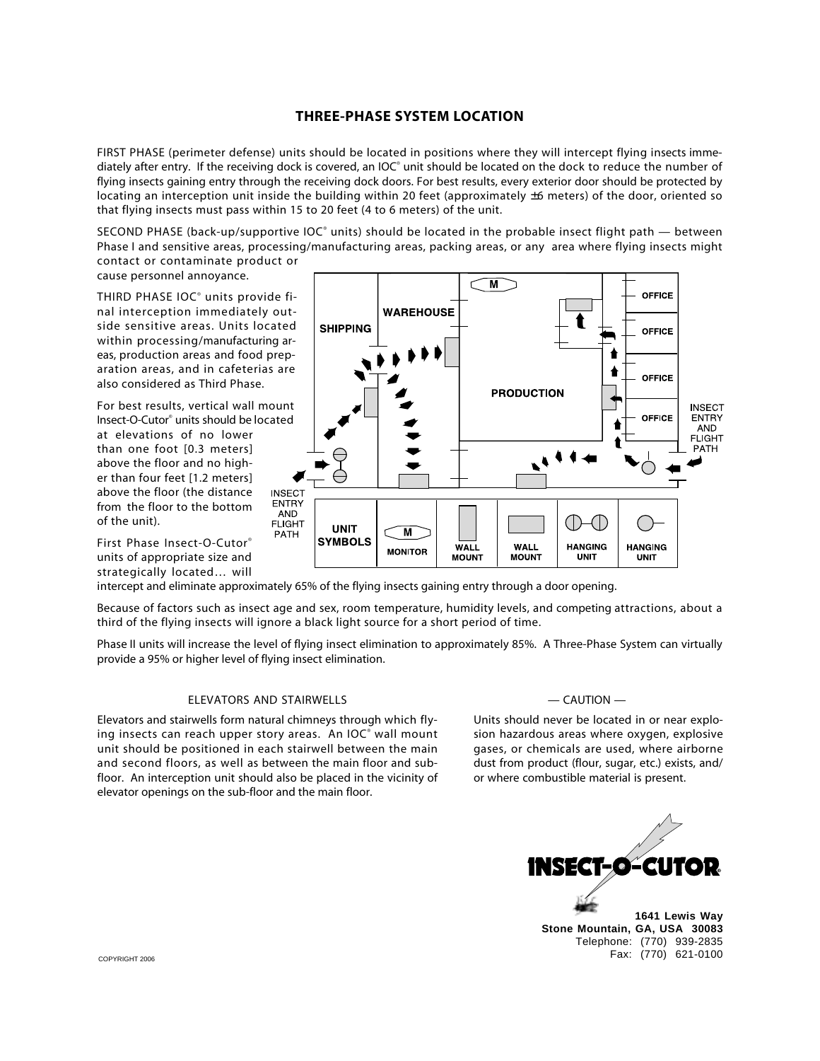## THREE-PHASE SYSTEM LOCATION

FIRST PHASE (perimeter defense) units should be located in positions where they will intercept flying insects immediately after entry. If the receiving dock is covered, an IOC® unit should be located on the dock to reduce the number of flying insects gaining entry through the receiving dock doors. For best results, every exterior door should be protected by locating an interception unit inside the building within 20 feet (approximately ±6 meters) of the door, oriented so that flying insects must pass within 15 to 20 feet (4 to 6 meters) of the unit.

SECOND PHASE (back-up/supportive IOC® units) should be located in the probable insect flight path — between Phase I and sensitive areas, processing/manufacturing areas, packing areas, or any area where flying insects might contact or contaminate product or cause personnel annoyance.

THIRD PHASE IOC® units provide final interception immediately outside sensitive areas. Units located within processing/manufacturing areas, production areas and food preparation areas, and in cafeterias are also considered as Third Phase.

For best results, vertical wall mount Insect-O-Cutor® units should be located at elevations of no lower than one foot [0.3 meters] above the floor and no higher than four feet [1.2 meters] above the floor (the distance from the floor to the bottom of the unit).

First Phase Insect-O-Cutor® units of appropriate size and strategically located... will intercept and eliminate approximately 65% of the flying insects gaining entry through a door opening.

SHIPPING
WAREHOUSE
PRODUCTION
OFFICE
OFFICE
OFFICE
OFFICE
M
INSECT ENTRY AND FLIGHT PATH
INSECT ENTRY AND FLIGHT PATH

UNIT SYMBOLS
MONITOR
WALL MOUNT
WALL MOUNT
HANGING UNIT
HANGING UNIT

Because of factors such as insect age and sex, room temperature, humidity levels, and competing attractions, about a third of the flying insects will ignore a black light source for a short period of time.

Phase II units will increase the level of flying insect elimination to approximately 85%. A Three-Phase System can virtually provide a 95% or higher level of flying insect elimination.

### ELEVATORS AND STAIRWELLS

Elevators and stairwells form natural chimneys through which flying insects can reach upper story areas. An IOC® wall mount unit should be positioned in each stairwell between the main and second floors, as well as between the main floor and subfloor. An interception unit should also be placed in the vicinity of elevator openings on the sub-floor and the main floor.

### — CAUTION —

Units should never be located in or near explosion hazardous areas where oxygen, explosive gases, or chemicals are used, where airborne dust from product (flour, sugar, etc.) exists, and/or where combustible material is present.

INSECT-O-CUTOR®

**1641 Lewis Way**
**Stone Mountain, GA, USA 30083**
Telephone: (770) 939-2835
Fax: (770) 621-0100

COPYRIGHT 2006